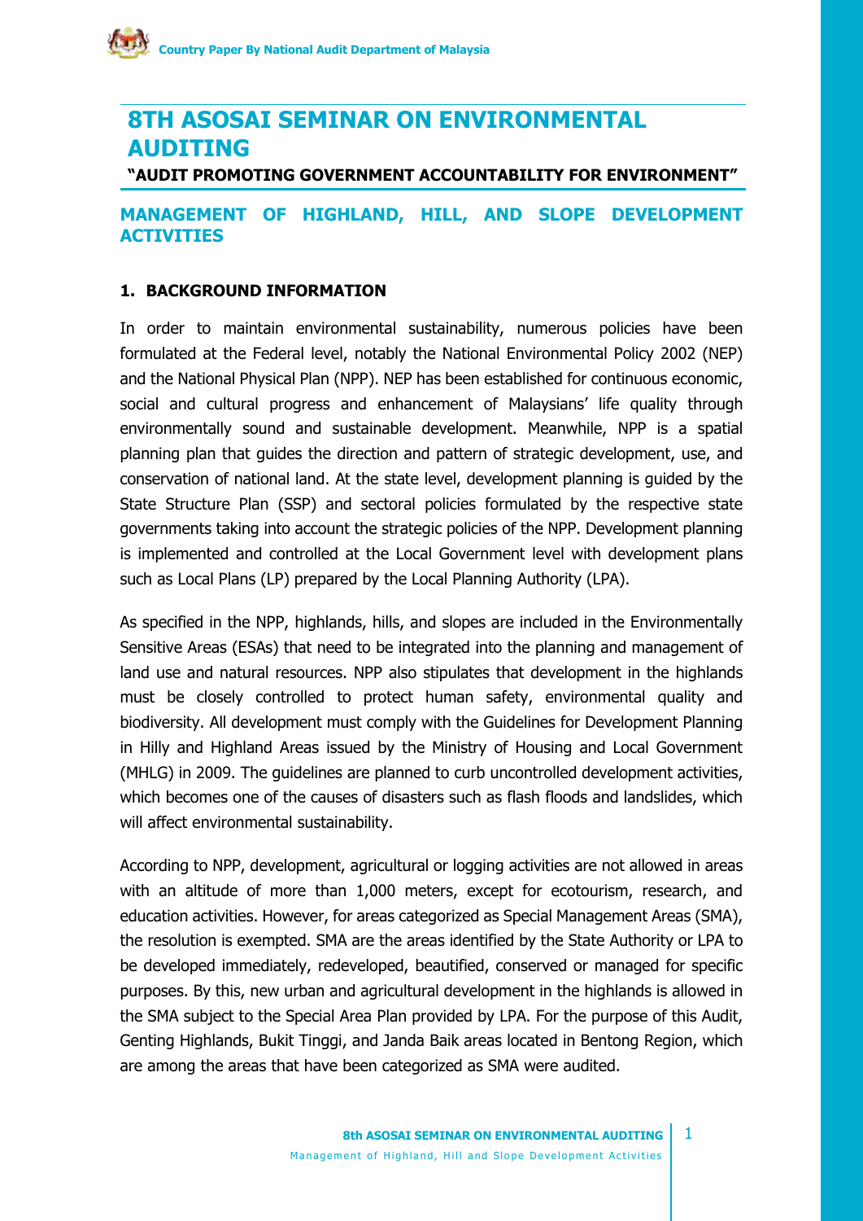# 8TH ASOSAI SEMINAR ON ENVIRONMENTAL AUDITING

**"AUDIT PROMOTING GOVERNMENT ACCOUNTABILITY FOR ENVIRONMENT"**

## MANAGEMENT OF HIGHLAND, HILL, AND SLOPE DEVELOPMENT ACTIVITIES

### 1. BACKGROUND INFORMATION

In order to maintain environmental sustainability, numerous policies have been formulated at the Federal level, notably the National Environmental Policy 2002 (NEP) and the National Physical Plan (NPP). NEP has been established for continuous economic, social and cultural progress and enhancement of Malaysians' life quality through environmentally sound and sustainable development. Meanwhile, NPP is a spatial planning plan that guides the direction and pattern of strategic development, use, and conservation of national land. At the state level, development planning is guided by the State Structure Plan (SSP) and sectoral policies formulated by the respective state governments taking into account the strategic policies of the NPP. Development planning is implemented and controlled at the Local Government level with development plans such as Local Plans (LP) prepared by the Local Planning Authority (LPA).

As specified in the NPP, highlands, hills, and slopes are included in the Environmentally Sensitive Areas (ESAs) that need to be integrated into the planning and management of land use and natural resources. NPP also stipulates that development in the highlands must be closely controlled to protect human safety, environmental quality and biodiversity. All development must comply with the Guidelines for Development Planning in Hilly and Highland Areas issued by the Ministry of Housing and Local Government (MHLG) in 2009. The guidelines are planned to curb uncontrolled development activities, which becomes one of the causes of disasters such as flash floods and landslides, which will affect environmental sustainability.

According to NPP, development, agricultural or logging activities are not allowed in areas with an altitude of more than 1,000 meters, except for ecotourism, research, and education activities. However, for areas categorized as Special Management Areas (SMA), the resolution is exempted. SMA are the areas identified by the State Authority or LPA to be developed immediately, redeveloped, beautified, conserved or managed for specific purposes. By this, new urban and agricultural development in the highlands is allowed in the SMA subject to the Special Area Plan provided by LPA. For the purpose of this Audit, Genting Highlands, Bukit Tinggi, and Janda Baik areas located in Bentong Region, which are among the areas that have been categorized as SMA were audited.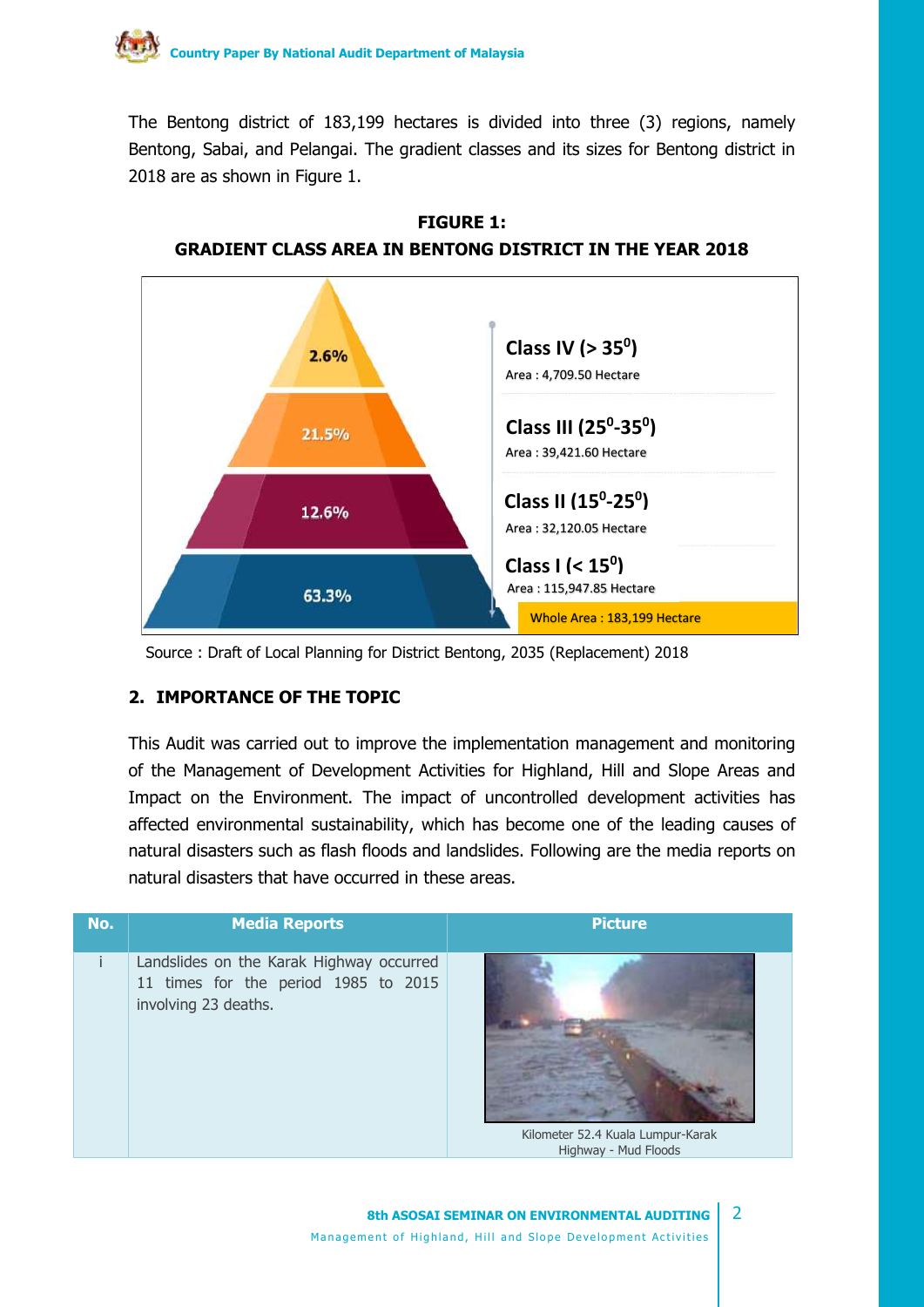The Bentong district of 183,199 hectares is divided into three (3) regions, namely Bentong, Sabai, and Pelangai. The gradient classes and its sizes for Bentong district in 2018 are as shown in Figure 1.

**FIGURE 1:**
**GRADIENT CLASS AREA IN BENTONG DISTRICT IN THE YEAR 2018**

| Class | Percentage | Area |
|---|---|---|
| Class IV (> $35^0$) | 2.6% | Area : 4,709.50 Hectare |
| Class III ($25^0$-$35^0$) | 21.5% | Area : 39,421.60 Hectare |
| Class II ($15^0$-$25^0$) | 12.6% | Area : 32,120.05 Hectare |
| Class I (< $15^0$) | 63.3% | Area : 115,947.85 Hectare |
| | | Whole Area : 183,199 Hectare |

Source : Draft of Local Planning for District Bentong, 2035 (Replacement) 2018

## 2. IMPORTANCE OF THE TOPIC

This Audit was carried out to improve the implementation management and monitoring of the Management of Development Activities for Highland, Hill and Slope Areas and Impact on the Environment. The impact of uncontrolled development activities has affected environmental sustainability, which has become one of the leading causes of natural disasters such as flash floods and landslides. Following are the media reports on natural disasters that have occurred in these areas.

| No. | Media Reports | Picture |
|---|---|---|
| i | Landslides on the Karak Highway occurred 11 times for the period 1985 to 2015 involving 23 deaths. | Kilometer 52.4 Kuala Lumpur-Karak Highway - Mud Floods |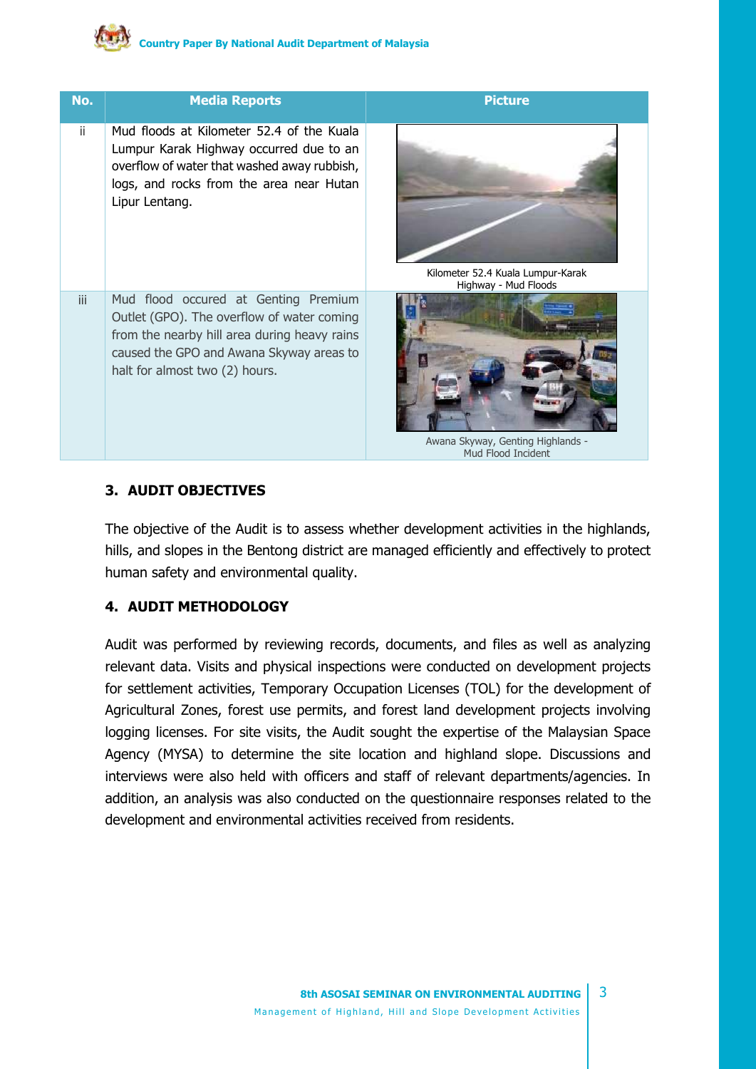| No. | Media Reports | Picture |
| --- | --- | --- |
| ii | Mud floods at Kilometer 52.4 of the Kuala Lumpur Karak Highway occurred due to an overflow of water that washed away rubbish, logs, and rocks from the area near Hutan Lipur Lentang. | Kilometer 52.4 Kuala Lumpur-Karak Highway - Mud Floods |
| iii | Mud flood occured at Genting Premium Outlet (GPO). The overflow of water coming from the nearby hill area during heavy rains caused the GPO and Awana Skyway areas to halt for almost two (2) hours. | Awana Skyway, Genting Highlands - Mud Flood Incident |

## 3. AUDIT OBJECTIVES

The objective of the Audit is to assess whether development activities in the highlands, hills, and slopes in the Bentong district are managed efficiently and effectively to protect human safety and environmental quality.

## 4. AUDIT METHODOLOGY

Audit was performed by reviewing records, documents, and files as well as analyzing relevant data. Visits and physical inspections were conducted on development projects for settlement activities, Temporary Occupation Licenses (TOL) for the development of Agricultural Zones, forest use permits, and forest land development projects involving logging licenses. For site visits, the Audit sought the expertise of the Malaysian Space Agency (MYSA) to determine the site location and highland slope. Discussions and interviews were also held with officers and staff of relevant departments/agencies. In addition, an analysis was also conducted on the questionnaire responses related to the development and environmental activities received from residents.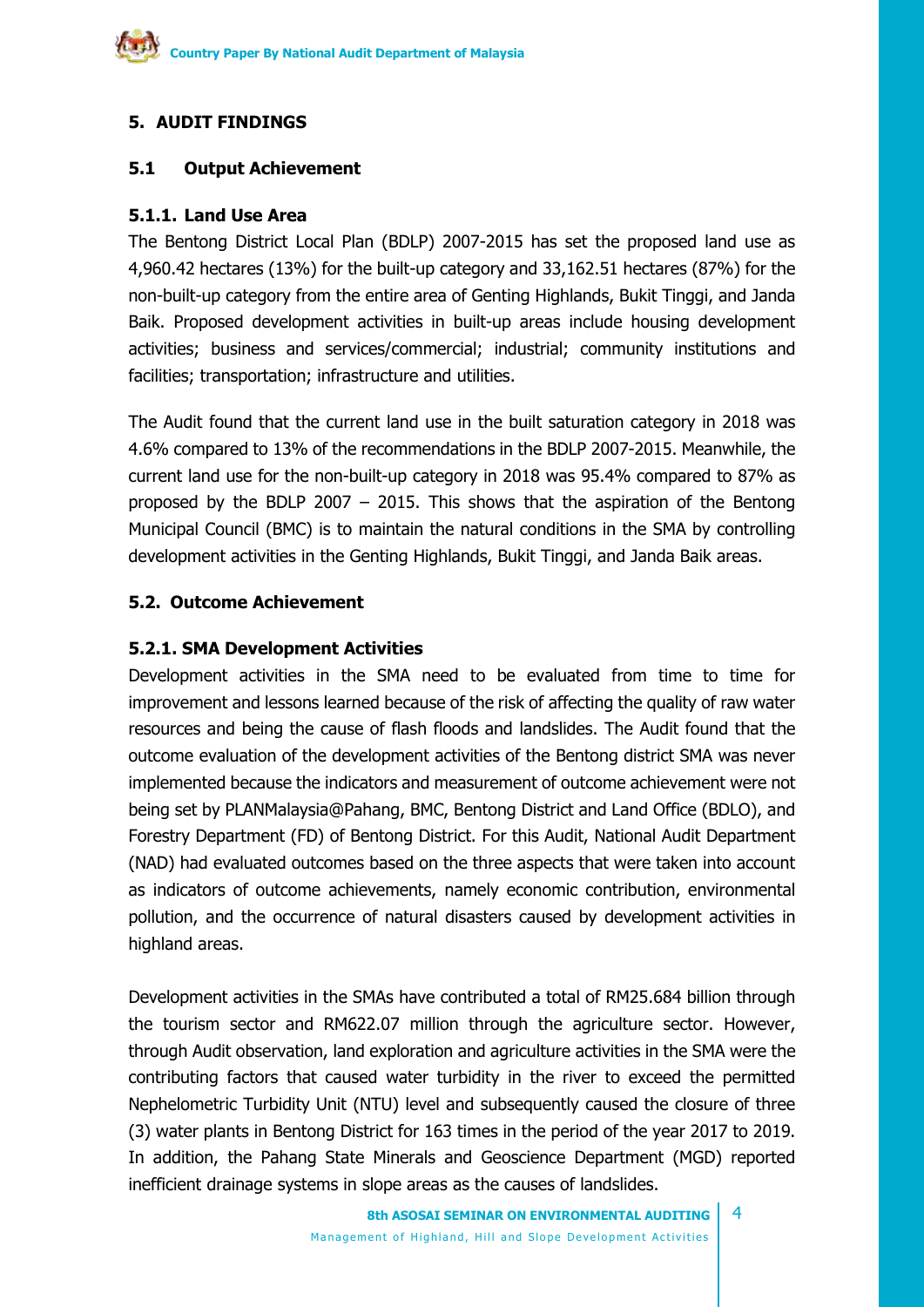## 5. AUDIT FINDINGS

### 5.1 Output Achievement

#### 5.1.1. Land Use Area

The Bentong District Local Plan (BDLP) 2007-2015 has set the proposed land use as 4,960.42 hectares (13%) for the built-up category and 33,162.51 hectares (87%) for the non-built-up category from the entire area of Genting Highlands, Bukit Tinggi, and Janda Baik. Proposed development activities in built-up areas include housing development activities; business and services/commercial; industrial; community institutions and facilities; transportation; infrastructure and utilities.

The Audit found that the current land use in the built saturation category in 2018 was 4.6% compared to 13% of the recommendations in the BDLP 2007-2015. Meanwhile, the current land use for the non-built-up category in 2018 was 95.4% compared to 87% as proposed by the BDLP 2007 – 2015. This shows that the aspiration of the Bentong Municipal Council (BMC) is to maintain the natural conditions in the SMA by controlling development activities in the Genting Highlands, Bukit Tinggi, and Janda Baik areas.

### 5.2. Outcome Achievement

#### 5.2.1. SMA Development Activities

Development activities in the SMA need to be evaluated from time to time for improvement and lessons learned because of the risk of affecting the quality of raw water resources and being the cause of flash floods and landslides. The Audit found that the outcome evaluation of the development activities of the Bentong district SMA was never implemented because the indicators and measurement of outcome achievement were not being set by PLANMalaysia@Pahang, BMC, Bentong District and Land Office (BDLO), and Forestry Department (FD) of Bentong District. For this Audit, National Audit Department (NAD) had evaluated outcomes based on the three aspects that were taken into account as indicators of outcome achievements, namely economic contribution, environmental pollution, and the occurrence of natural disasters caused by development activities in highland areas.

Development activities in the SMAs have contributed a total of RM25.684 billion through the tourism sector and RM622.07 million through the agriculture sector. However, through Audit observation, land exploration and agriculture activities in the SMA were the contributing factors that caused water turbidity in the river to exceed the permitted Nephelometric Turbidity Unit (NTU) level and subsequently caused the closure of three (3) water plants in Bentong District for 163 times in the period of the year 2017 to 2019. In addition, the Pahang State Minerals and Geoscience Department (MGD) reported inefficient drainage systems in slope areas as the causes of landslides.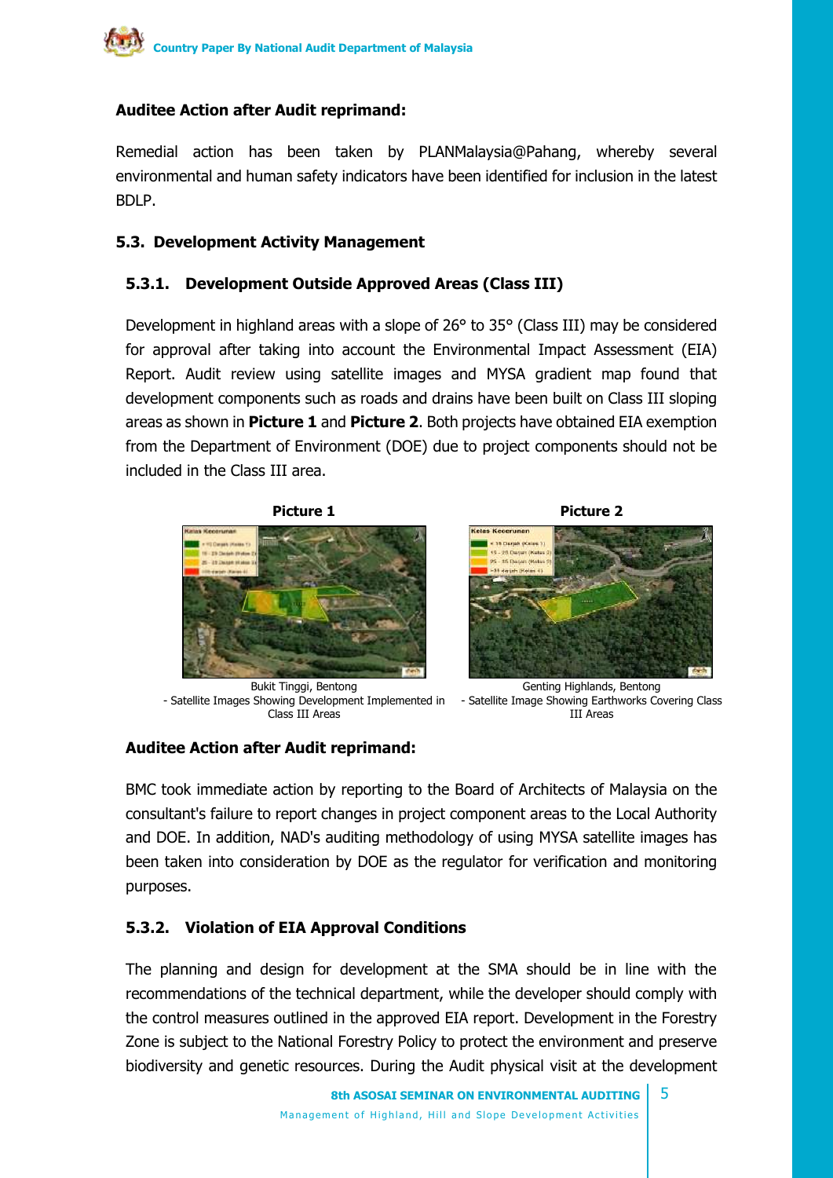**Auditee Action after Audit reprimand:**

Remedial action has been taken by PLANMalaysia@Pahang, whereby several environmental and human safety indicators have been identified for inclusion in the latest BDLP.

### 5.3. Development Activity Management

#### 5.3.1. Development Outside Approved Areas (Class III)

Development in highland areas with a slope of 26° to 35° (Class III) may be considered for approval after taking into account the Environmental Impact Assessment (EIA) Report. Audit review using satellite images and MYSA gradient map found that development components such as roads and drains have been built on Class III sloping areas as shown in **Picture 1** and **Picture 2**. Both projects have obtained EIA exemption from the Department of Environment (DOE) due to project components should not be included in the Class III area.

**Picture 1**

Bukit Tinggi, Bentong
- Satellite Images Showing Development Implemented in Class III Areas

**Picture 2**

Genting Highlands, Bentong
- Satellite Image Showing Earthworks Covering Class III Areas

**Auditee Action after Audit reprimand:**

BMC took immediate action by reporting to the Board of Architects of Malaysia on the consultant's failure to report changes in project component areas to the Local Authority and DOE. In addition, NAD's auditing methodology of using MYSA satellite images has been taken into consideration by DOE as the regulator for verification and monitoring purposes.

#### 5.3.2. Violation of EIA Approval Conditions

The planning and design for development at the SMA should be in line with the recommendations of the technical department, while the developer should comply with the control measures outlined in the approved EIA report. Development in the Forestry Zone is subject to the National Forestry Policy to protect the environment and preserve biodiversity and genetic resources. During the Audit physical visit at the development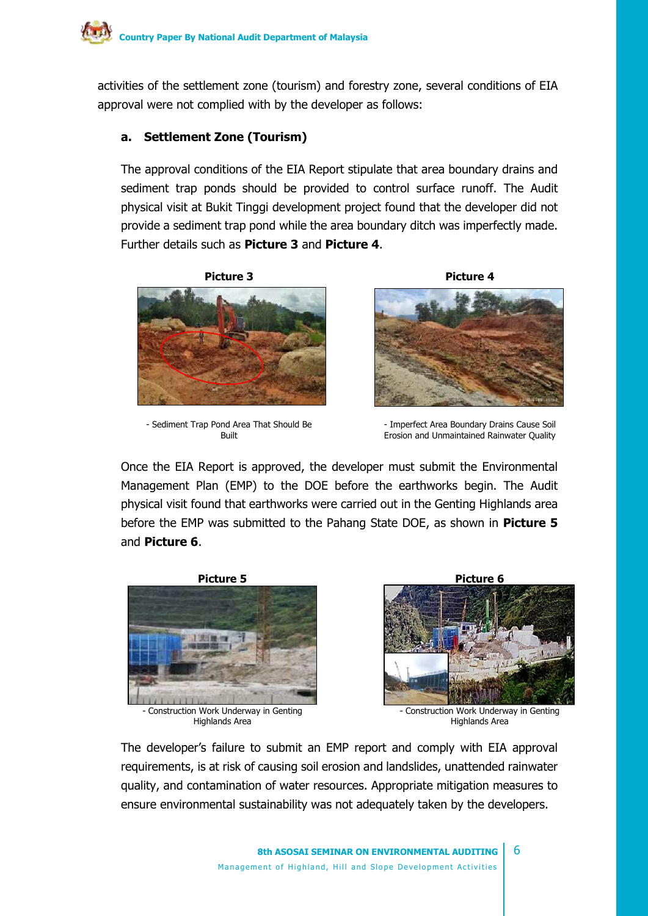activities of the settlement zone (tourism) and forestry zone, several conditions of EIA approval were not complied with by the developer as follows:

**a. Settlement Zone (Tourism)**

The approval conditions of the EIA Report stipulate that area boundary drains and sediment trap ponds should be provided to control surface runoff. The Audit physical visit at Bukit Tinggi development project found that the developer did not provide a sediment trap pond while the area boundary ditch was imperfectly made. Further details such as **Picture 3** and **Picture 4**.

**Picture 3**

- Sediment Trap Pond Area That Should Be Built

**Picture 4**

- Imperfect Area Boundary Drains Cause Soil Erosion and Unmaintained Rainwater Quality

Once the EIA Report is approved, the developer must submit the Environmental Management Plan (EMP) to the DOE before the earthworks begin. The Audit physical visit found that earthworks were carried out in the Genting Highlands area before the EMP was submitted to the Pahang State DOE, as shown in **Picture 5** and **Picture 6**.

**Picture 5**

- Construction Work Underway in Genting Highlands Area

**Picture 6**

- Construction Work Underway in Genting Highlands Area

The developer's failure to submit an EMP report and comply with EIA approval requirements, is at risk of causing soil erosion and landslides, unattended rainwater quality, and contamination of water resources. Appropriate mitigation measures to ensure environmental sustainability was not adequately taken by the developers.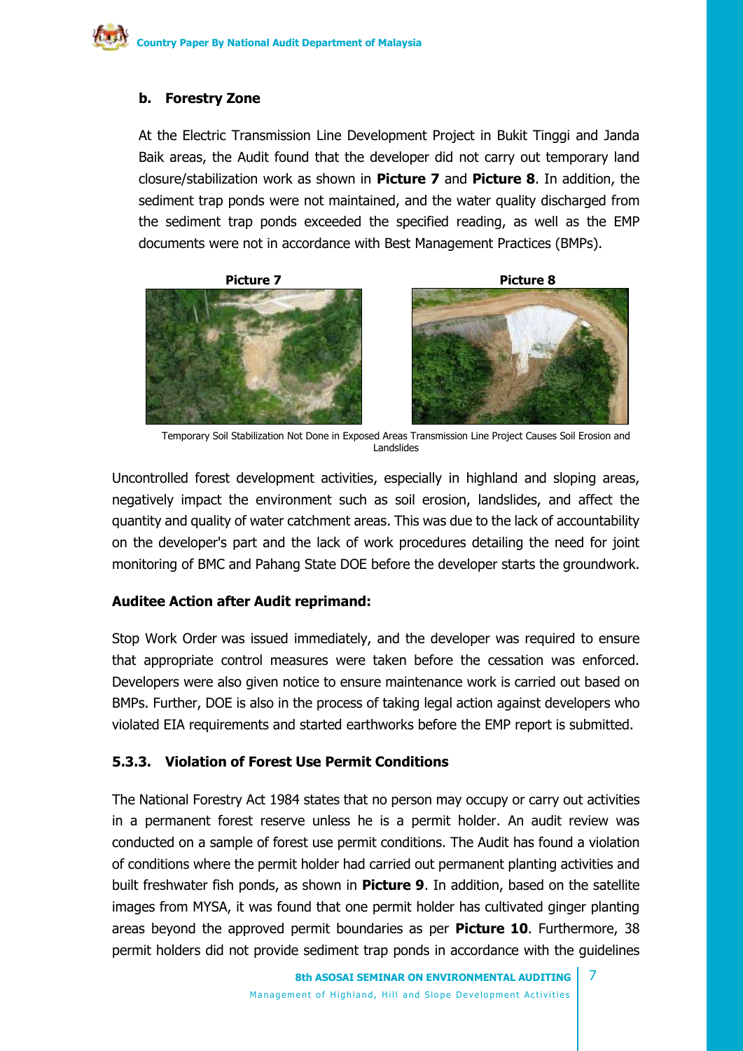**b. Forestry Zone**

At the Electric Transmission Line Development Project in Bukit Tinggi and Janda Baik areas, the Audit found that the developer did not carry out temporary land closure/stabilization work as shown in **Picture 7** and **Picture 8**. In addition, the sediment trap ponds were not maintained, and the water quality discharged from the sediment trap ponds exceeded the specified reading, as well as the EMP documents were not in accordance with Best Management Practices (BMPs).

**Picture 7**

**Picture 8**

Temporary Soil Stabilization Not Done in Exposed Areas Transmission Line Project Causes Soil Erosion and Landslides

Uncontrolled forest development activities, especially in highland and sloping areas, negatively impact the environment such as soil erosion, landslides, and affect the quantity and quality of water catchment areas. This was due to the lack of accountability on the developer's part and the lack of work procedures detailing the need for joint monitoring of BMC and Pahang State DOE before the developer starts the groundwork.

**Auditee Action after Audit reprimand:**

Stop Work Order was issued immediately, and the developer was required to ensure that appropriate control measures were taken before the cessation was enforced. Developers were also given notice to ensure maintenance work is carried out based on BMPs. Further, DOE is also in the process of taking legal action against developers who violated EIA requirements and started earthworks before the EMP report is submitted.

### 5.3.3. Violation of Forest Use Permit Conditions

The National Forestry Act 1984 states that no person may occupy or carry out activities in a permanent forest reserve unless he is a permit holder. An audit review was conducted on a sample of forest use permit conditions. The Audit has found a violation of conditions where the permit holder had carried out permanent planting activities and built freshwater fish ponds, as shown in **Picture 9**. In addition, based on the satellite images from MYSA, it was found that one permit holder has cultivated ginger planting areas beyond the approved permit boundaries as per **Picture 10**. Furthermore, 38 permit holders did not provide sediment trap ponds in accordance with the guidelines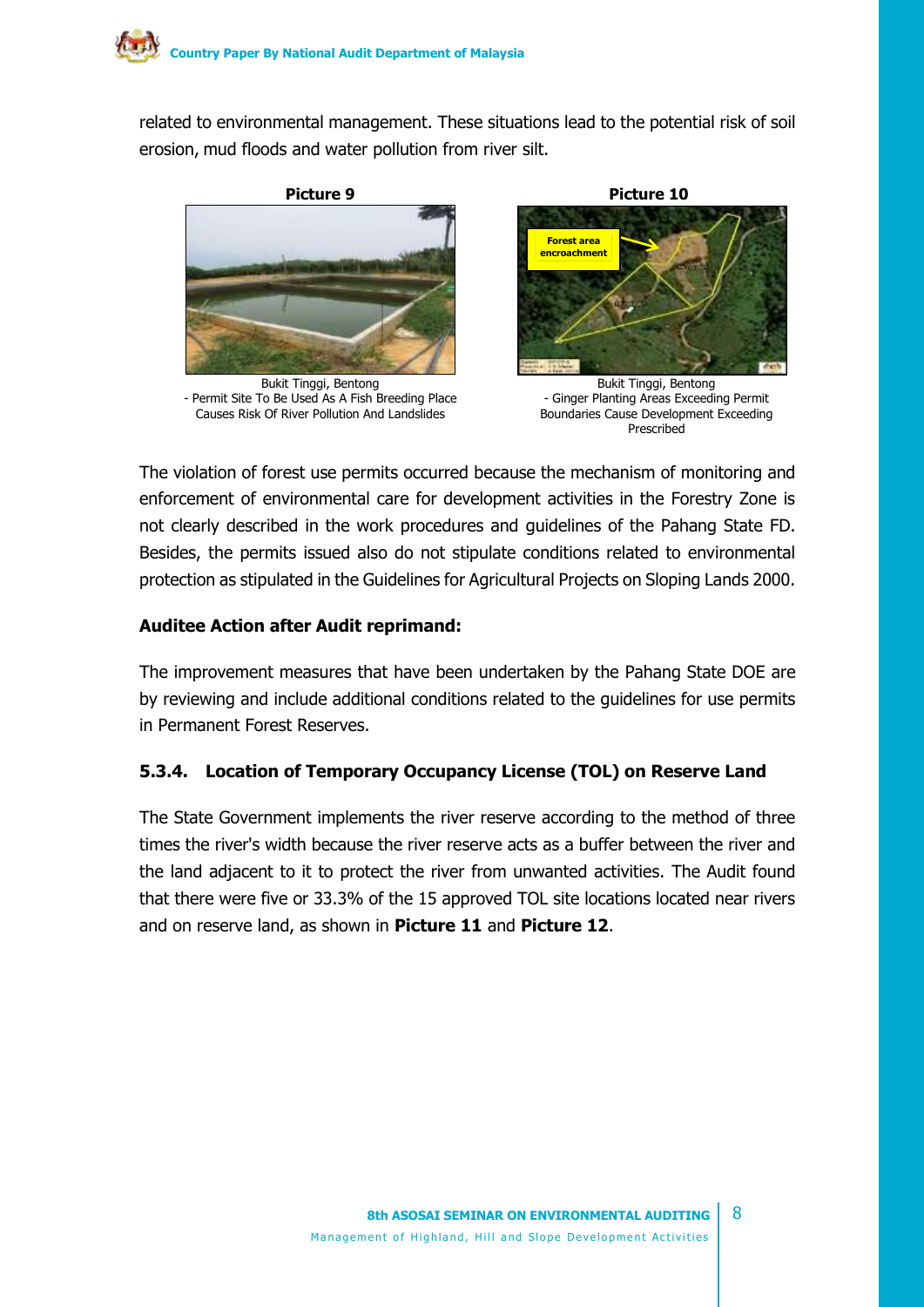related to environmental management. These situations lead to the potential risk of soil erosion, mud floods and water pollution from river silt.

**Picture 9**

Bukit Tinggi, Bentong
- Permit Site To Be Used As A Fish Breeding Place Causes Risk Of River Pollution And Landslides

**Picture 10**

Bukit Tinggi, Bentong
- Ginger Planting Areas Exceeding Permit Boundaries Cause Development Exceeding Prescribed

The violation of forest use permits occurred because the mechanism of monitoring and enforcement of environmental care for development activities in the Forestry Zone is not clearly described in the work procedures and guidelines of the Pahang State FD. Besides, the permits issued also do not stipulate conditions related to environmental protection as stipulated in the Guidelines for Agricultural Projects on Sloping Lands 2000.

**Auditee Action after Audit reprimand:**

The improvement measures that have been undertaken by the Pahang State DOE are by reviewing and include additional conditions related to the guidelines for use permits in Permanent Forest Reserves.

### 5.3.4. Location of Temporary Occupancy License (TOL) on Reserve Land

The State Government implements the river reserve according to the method of three times the river's width because the river reserve acts as a buffer between the river and the land adjacent to it to protect the river from unwanted activities. The Audit found that there were five or 33.3% of the 15 approved TOL site locations located near rivers and on reserve land, as shown in **Picture 11** and **Picture 12**.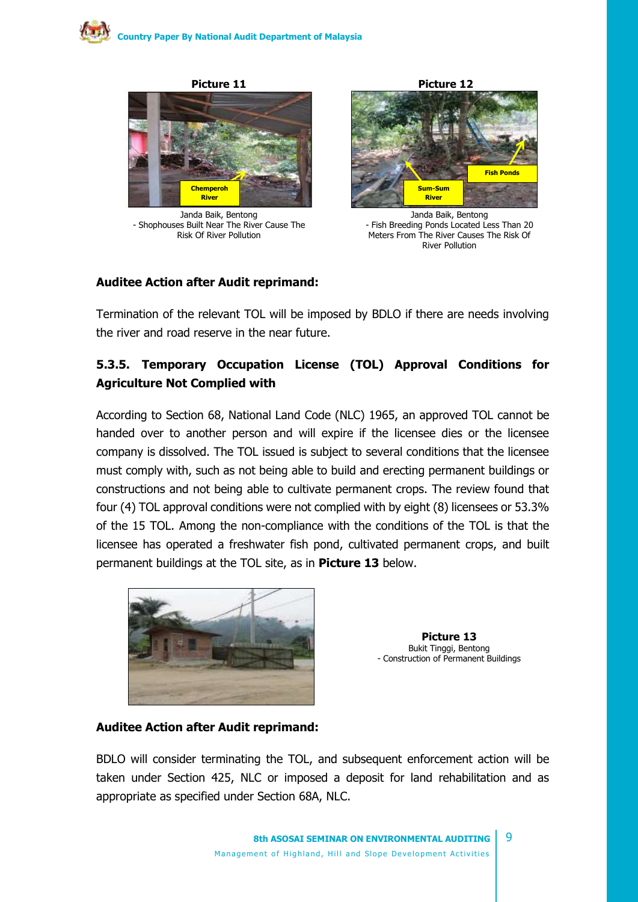**Picture 11**

Janda Baik, Bentong
- Shophouses Built Near The River Cause The Risk Of River Pollution

**Picture 12**

Janda Baik, Bentong
- Fish Breeding Ponds Located Less Than 20 Meters From The River Causes The Risk Of River Pollution

**Auditee Action after Audit reprimand:**

Termination of the relevant TOL will be imposed by BDLO if there are needs involving the river and road reserve in the near future.

### 5.3.5. Temporary Occupation License (TOL) Approval Conditions for Agriculture Not Complied with

According to Section 68, National Land Code (NLC) 1965, an approved TOL cannot be handed over to another person and will expire if the licensee dies or the licensee company is dissolved. The TOL issued is subject to several conditions that the licensee must comply with, such as not being able to build and erecting permanent buildings or constructions and not being able to cultivate permanent crops. The review found that four (4) TOL approval conditions were not complied with by eight (8) licensees or 53.3% of the 15 TOL. Among the non-compliance with the conditions of the TOL is that the licensee has operated a freshwater fish pond, cultivated permanent crops, and built permanent buildings at the TOL site, as in **Picture 13** below.

**Picture 13**
Bukit Tinggi, Bentong
- Construction of Permanent Buildings

**Auditee Action after Audit reprimand:**

BDLO will consider terminating the TOL, and subsequent enforcement action will be taken under Section 425, NLC or imposed a deposit for land rehabilitation and as appropriate as specified under Section 68A, NLC.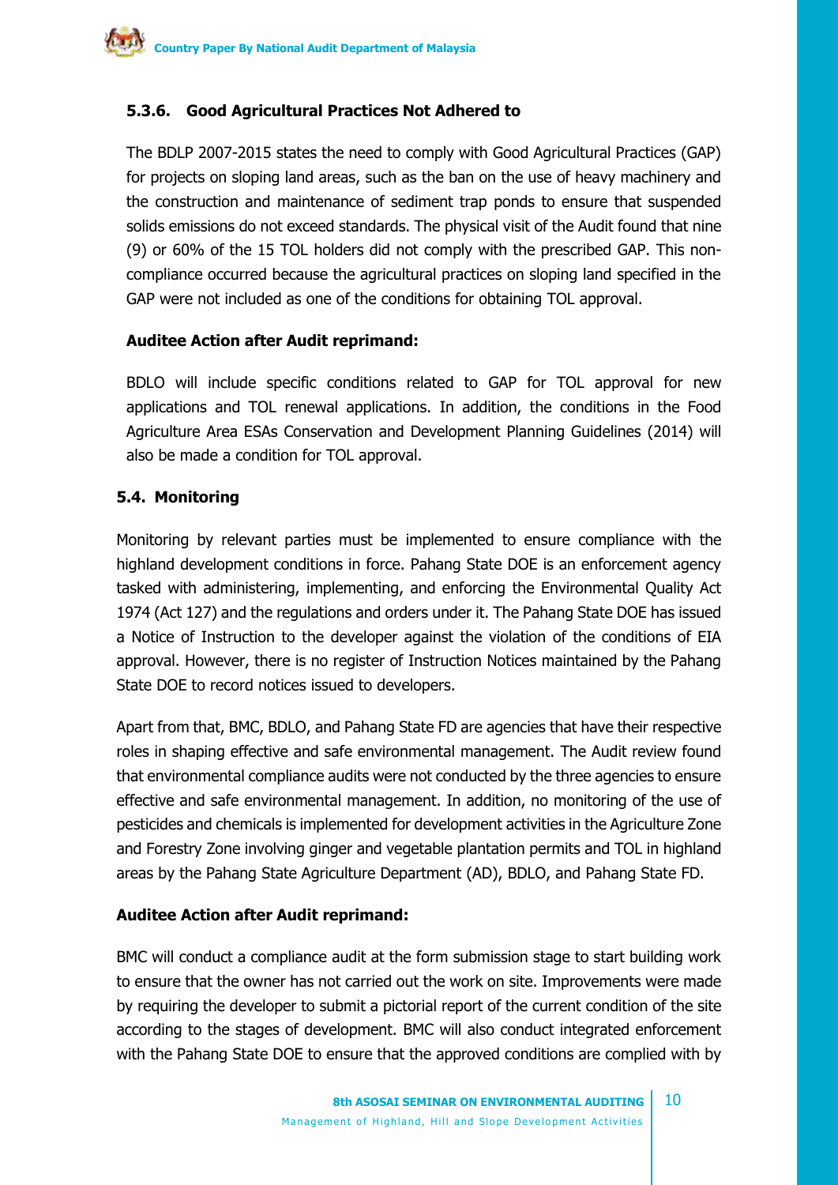#### 5.3.6. Good Agricultural Practices Not Adhered to

The BDLP 2007-2015 states the need to comply with Good Agricultural Practices (GAP) for projects on sloping land areas, such as the ban on the use of heavy machinery and the construction and maintenance of sediment trap ponds to ensure that suspended solids emissions do not exceed standards. The physical visit of the Audit found that nine (9) or 60% of the 15 TOL holders did not comply with the prescribed GAP. This non-compliance occurred because the agricultural practices on sloping land specified in the GAP were not included as one of the conditions for obtaining TOL approval.

**Auditee Action after Audit reprimand:**

BDLO will include specific conditions related to GAP for TOL approval for new applications and TOL renewal applications. In addition, the conditions in the Food Agriculture Area ESAs Conservation and Development Planning Guidelines (2014) will also be made a condition for TOL approval.

### 5.4. Monitoring

Monitoring by relevant parties must be implemented to ensure compliance with the highland development conditions in force. Pahang State DOE is an enforcement agency tasked with administering, implementing, and enforcing the Environmental Quality Act 1974 (Act 127) and the regulations and orders under it. The Pahang State DOE has issued a Notice of Instruction to the developer against the violation of the conditions of EIA approval. However, there is no register of Instruction Notices maintained by the Pahang State DOE to record notices issued to developers.

Apart from that, BMC, BDLO, and Pahang State FD are agencies that have their respective roles in shaping effective and safe environmental management. The Audit review found that environmental compliance audits were not conducted by the three agencies to ensure effective and safe environmental management. In addition, no monitoring of the use of pesticides and chemicals is implemented for development activities in the Agriculture Zone and Forestry Zone involving ginger and vegetable plantation permits and TOL in highland areas by the Pahang State Agriculture Department (AD), BDLO, and Pahang State FD.

**Auditee Action after Audit reprimand:**

BMC will conduct a compliance audit at the form submission stage to start building work to ensure that the owner has not carried out the work on site. Improvements were made by requiring the developer to submit a pictorial report of the current condition of the site according to the stages of development. BMC will also conduct integrated enforcement with the Pahang State DOE to ensure that the approved conditions are complied with by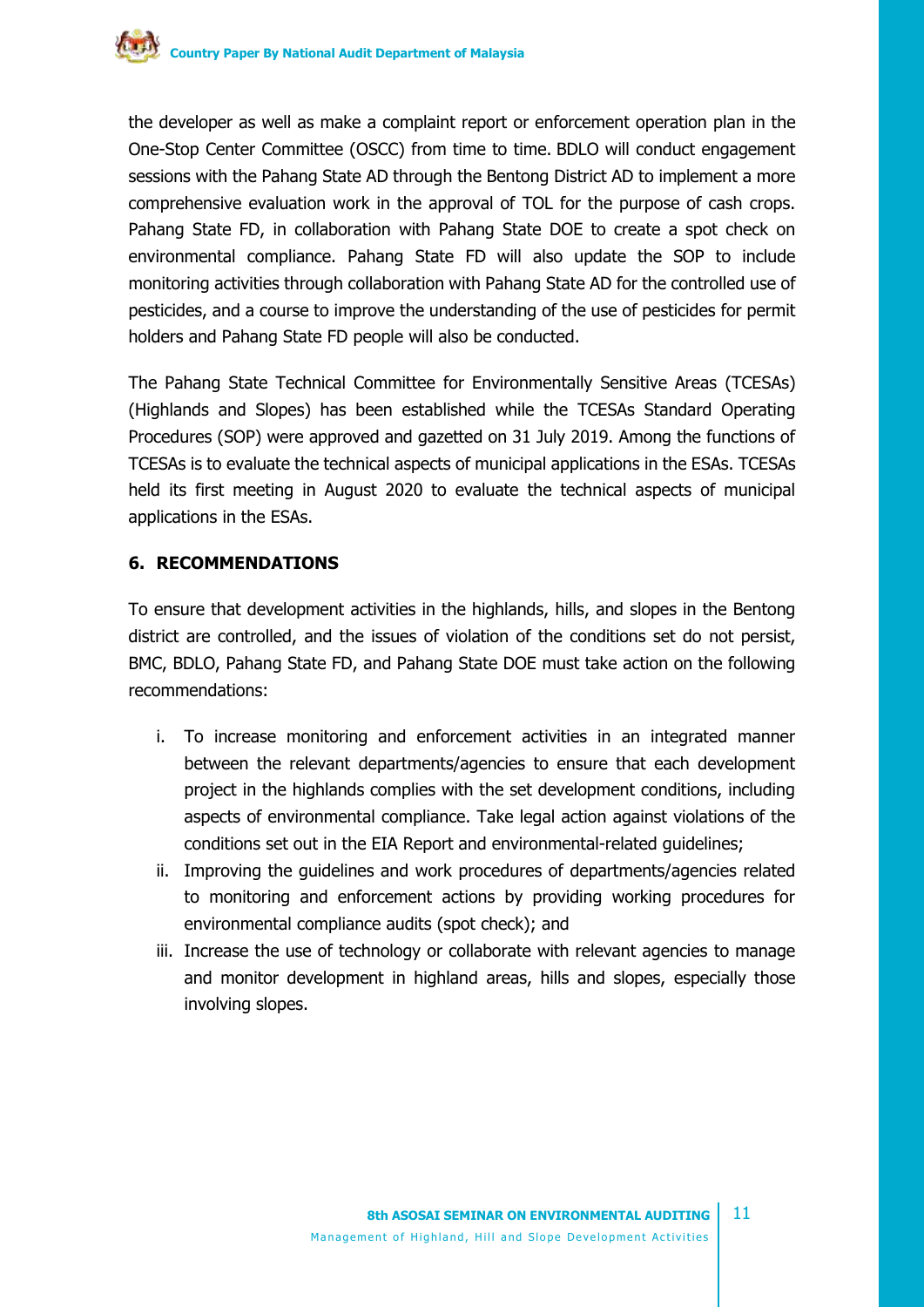the developer as well as make a complaint report or enforcement operation plan in the One-Stop Center Committee (OSCC) from time to time. BDLO will conduct engagement sessions with the Pahang State AD through the Bentong District AD to implement a more comprehensive evaluation work in the approval of TOL for the purpose of cash crops. Pahang State FD, in collaboration with Pahang State DOE to create a spot check on environmental compliance. Pahang State FD will also update the SOP to include monitoring activities through collaboration with Pahang State AD for the controlled use of pesticides, and a course to improve the understanding of the use of pesticides for permit holders and Pahang State FD people will also be conducted.

The Pahang State Technical Committee for Environmentally Sensitive Areas (TCESAs) (Highlands and Slopes) has been established while the TCESAs Standard Operating Procedures (SOP) were approved and gazetted on 31 July 2019. Among the functions of TCESAs is to evaluate the technical aspects of municipal applications in the ESAs. TCESAs held its first meeting in August 2020 to evaluate the technical aspects of municipal applications in the ESAs.

## 6. RECOMMENDATIONS

To ensure that development activities in the highlands, hills, and slopes in the Bentong district are controlled, and the issues of violation of the conditions set do not persist, BMC, BDLO, Pahang State FD, and Pahang State DOE must take action on the following recommendations:

i. To increase monitoring and enforcement activities in an integrated manner between the relevant departments/agencies to ensure that each development project in the highlands complies with the set development conditions, including aspects of environmental compliance. Take legal action against violations of the conditions set out in the EIA Report and environmental-related guidelines;
ii. Improving the guidelines and work procedures of departments/agencies related to monitoring and enforcement actions by providing working procedures for environmental compliance audits (spot check); and
iii. Increase the use of technology or collaborate with relevant agencies to manage and monitor development in highland areas, hills and slopes, especially those involving slopes.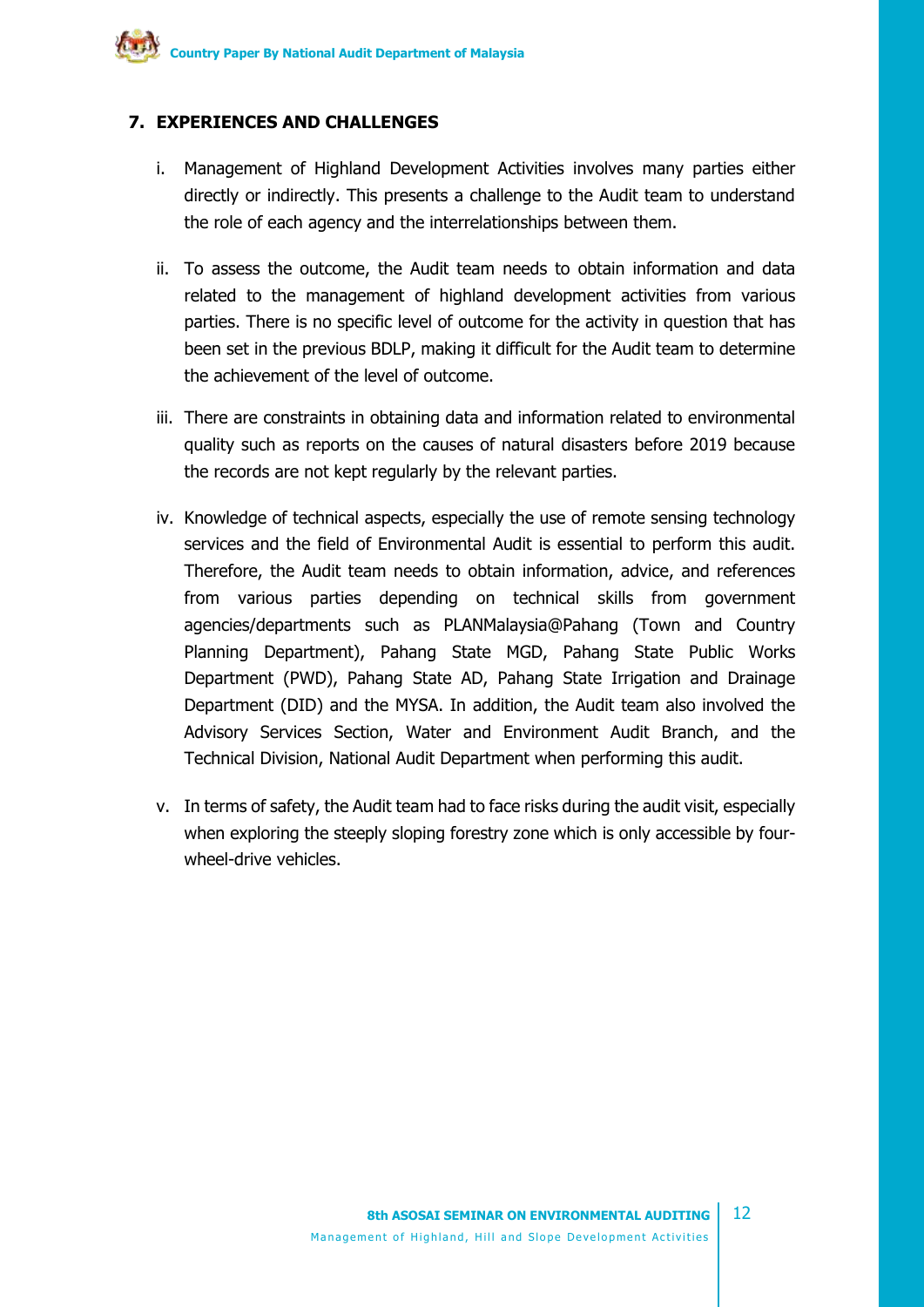## 7. EXPERIENCES AND CHALLENGES

i. Management of Highland Development Activities involves many parties either directly or indirectly. This presents a challenge to the Audit team to understand the role of each agency and the interrelationships between them.

ii. To assess the outcome, the Audit team needs to obtain information and data related to the management of highland development activities from various parties. There is no specific level of outcome for the activity in question that has been set in the previous BDLP, making it difficult for the Audit team to determine the achievement of the level of outcome.

iii. There are constraints in obtaining data and information related to environmental quality such as reports on the causes of natural disasters before 2019 because the records are not kept regularly by the relevant parties.

iv. Knowledge of technical aspects, especially the use of remote sensing technology services and the field of Environmental Audit is essential to perform this audit. Therefore, the Audit team needs to obtain information, advice, and references from various parties depending on technical skills from government agencies/departments such as PLANMalaysia@Pahang (Town and Country Planning Department), Pahang State MGD, Pahang State Public Works Department (PWD), Pahang State AD, Pahang State Irrigation and Drainage Department (DID) and the MYSA. In addition, the Audit team also involved the Advisory Services Section, Water and Environment Audit Branch, and the Technical Division, National Audit Department when performing this audit.

v. In terms of safety, the Audit team had to face risks during the audit visit, especially when exploring the steeply sloping forestry zone which is only accessible by four-wheel-drive vehicles.